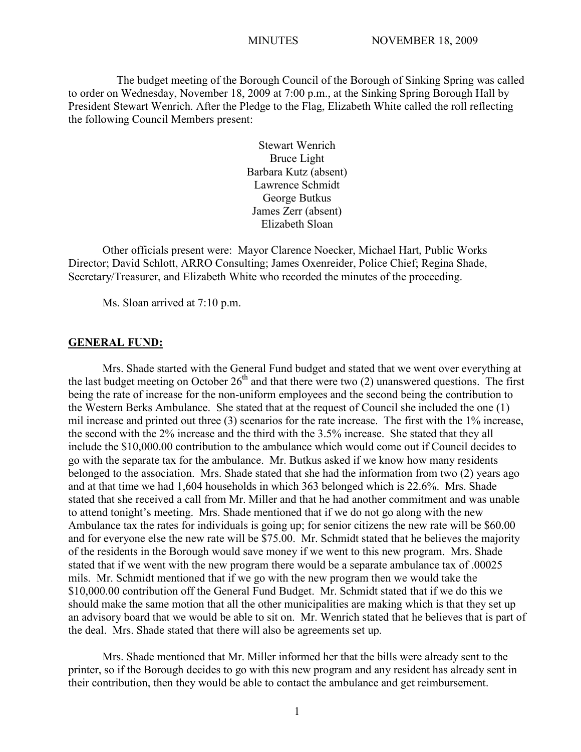MINUTES NOVEMBER 18, 2009

The budget meeting of the Borough Council of the Borough of Sinking Spring was called to order on Wednesday, November 18, 2009 at 7:00 p.m., at the Sinking Spring Borough Hall by President Stewart Wenrich. After the Pledge to the Flag, Elizabeth White called the roll reflecting the following Council Members present:

Stewart Wenrich
Bruce Light
Barbara Kutz (absent)
Lawrence Schmidt
George Butkus
James Zerr (absent)
Elizabeth Sloan

Other officials present were: Mayor Clarence Noecker, Michael Hart, Public Works Director; David Schlott, ARRO Consulting; James Oxenreider, Police Chief; Regina Shade, Secretary/Treasurer, and Elizabeth White who recorded the minutes of the proceeding.

Ms. Sloan arrived at 7:10 p.m.

## GENERAL FUND:

Mrs. Shade started with the General Fund budget and stated that we went over everything at the last budget meeting on October 26th and that there were two (2) unanswered questions. The first being the rate of increase for the non-uniform employees and the second being the contribution to the Western Berks Ambulance. She stated that at the request of Council she included the one (1) mil increase and printed out three (3) scenarios for the rate increase. The first with the 1% increase, the second with the 2% increase and the third with the 3.5% increase. She stated that they all include the $10,000.00 contribution to the ambulance which would come out if Council decides to go with the separate tax for the ambulance. Mr. Butkus asked if we know how many residents belonged to the association. Mrs. Shade stated that she had the information from two (2) years ago and at that time we had 1,604 households in which 363 belonged which is 22.6%. Mrs. Shade stated that she received a call from Mr. Miller and that he had another commitment and was unable to attend tonight's meeting. Mrs. Shade mentioned that if we do not go along with the new Ambulance tax the rates for individuals is going up; for senior citizens the new rate will be $60.00 and for everyone else the new rate will be $75.00. Mr. Schmidt stated that he believes the majority of the residents in the Borough would save money if we went to this new program. Mrs. Shade stated that if we went with the new program there would be a separate ambulance tax of .00025 mils. Mr. Schmidt mentioned that if we go with the new program then we would take the $10,000.00 contribution off the General Fund Budget. Mr. Schmidt stated that if we do this we should make the same motion that all the other municipalities are making which is that they set up an advisory board that we would be able to sit on. Mr. Wenrich stated that he believes that is part of the deal. Mrs. Shade stated that there will also be agreements set up.

Mrs. Shade mentioned that Mr. Miller informed her that the bills were already sent to the printer, so if the Borough decides to go with this new program and any resident has already sent in their contribution, then they would be able to contact the ambulance and get reimbursement.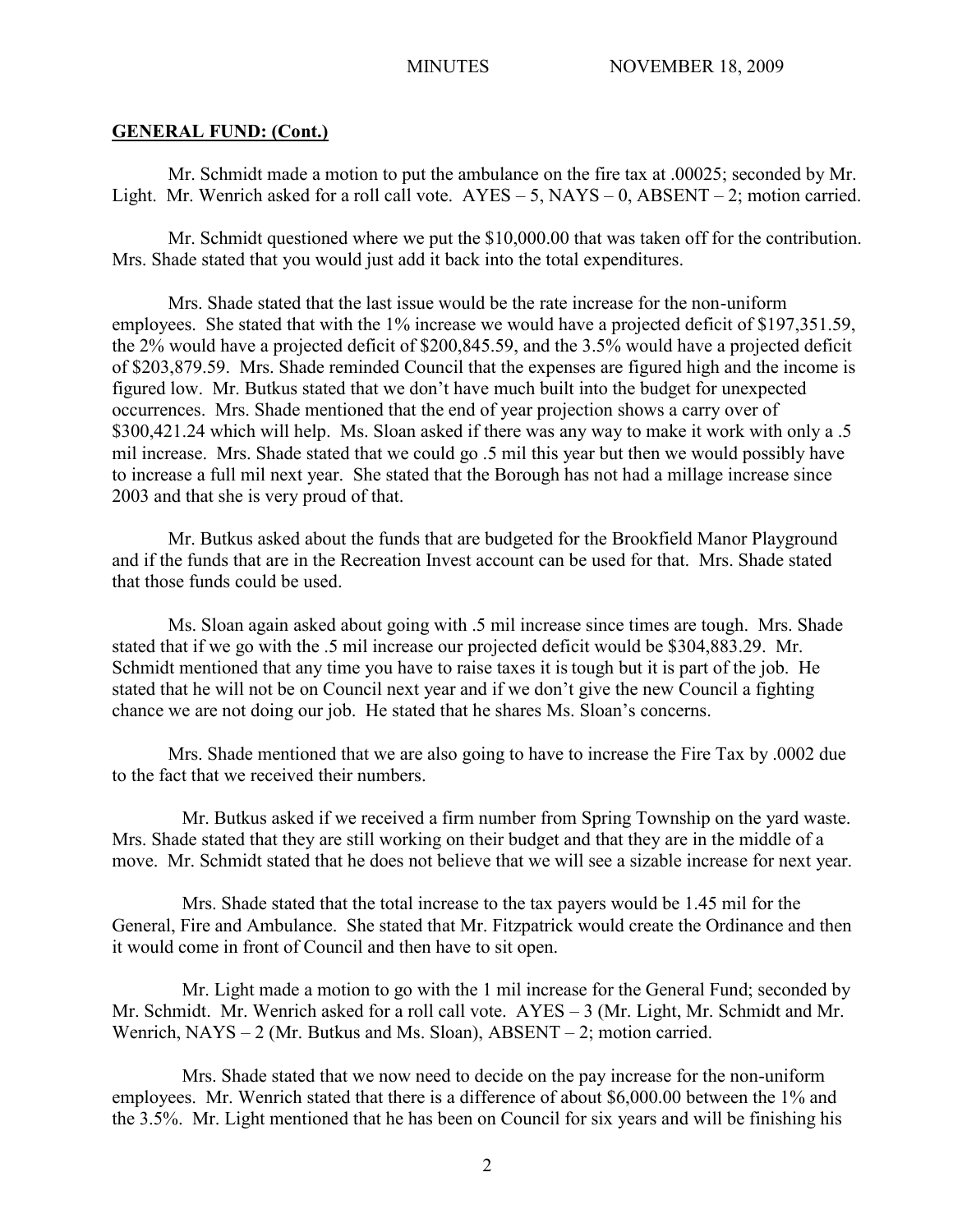**GENERAL FUND: (Cont.)**

Mr. Schmidt made a motion to put the ambulance on the fire tax at .00025; seconded by Mr. Light. Mr. Wenrich asked for a roll call vote. AYES – 5, NAYS – 0, ABSENT – 2; motion carried.

Mr. Schmidt questioned where we put the $10,000.00 that was taken off for the contribution. Mrs. Shade stated that you would just add it back into the total expenditures.

Mrs. Shade stated that the last issue would be the rate increase for the non-uniform employees. She stated that with the 1% increase we would have a projected deficit of $197,351.59, the 2% would have a projected deficit of $200,845.59, and the 3.5% would have a projected deficit of $203,879.59. Mrs. Shade reminded Council that the expenses are figured high and the income is figured low. Mr. Butkus stated that we don't have much built into the budget for unexpected occurrences. Mrs. Shade mentioned that the end of year projection shows a carry over of $300,421.24 which will help. Ms. Sloan asked if there was any way to make it work with only a .5 mil increase. Mrs. Shade stated that we could go .5 mil this year but then we would possibly have to increase a full mil next year. She stated that the Borough has not had a millage increase since 2003 and that she is very proud of that.

Mr. Butkus asked about the funds that are budgeted for the Brookfield Manor Playground and if the funds that are in the Recreation Invest account can be used for that. Mrs. Shade stated that those funds could be used.

Ms. Sloan again asked about going with .5 mil increase since times are tough. Mrs. Shade stated that if we go with the .5 mil increase our projected deficit would be $304,883.29. Mr. Schmidt mentioned that any time you have to raise taxes it is tough but it is part of the job. He stated that he will not be on Council next year and if we don't give the new Council a fighting chance we are not doing our job. He stated that he shares Ms. Sloan's concerns.

Mrs. Shade mentioned that we are also going to have to increase the Fire Tax by .0002 due to the fact that we received their numbers.

Mr. Butkus asked if we received a firm number from Spring Township on the yard waste. Mrs. Shade stated that they are still working on their budget and that they are in the middle of a move. Mr. Schmidt stated that he does not believe that we will see a sizable increase for next year.

Mrs. Shade stated that the total increase to the tax payers would be 1.45 mil for the General, Fire and Ambulance. She stated that Mr. Fitzpatrick would create the Ordinance and then it would come in front of Council and then have to sit open.

Mr. Light made a motion to go with the 1 mil increase for the General Fund; seconded by Mr. Schmidt. Mr. Wenrich asked for a roll call vote. AYES – 3 (Mr. Light, Mr. Schmidt and Mr. Wenrich, NAYS – 2 (Mr. Butkus and Ms. Sloan), ABSENT – 2; motion carried.

Mrs. Shade stated that we now need to decide on the pay increase for the non-uniform employees. Mr. Wenrich stated that there is a difference of about $6,000.00 between the 1% and the 3.5%. Mr. Light mentioned that he has been on Council for six years and will be finishing his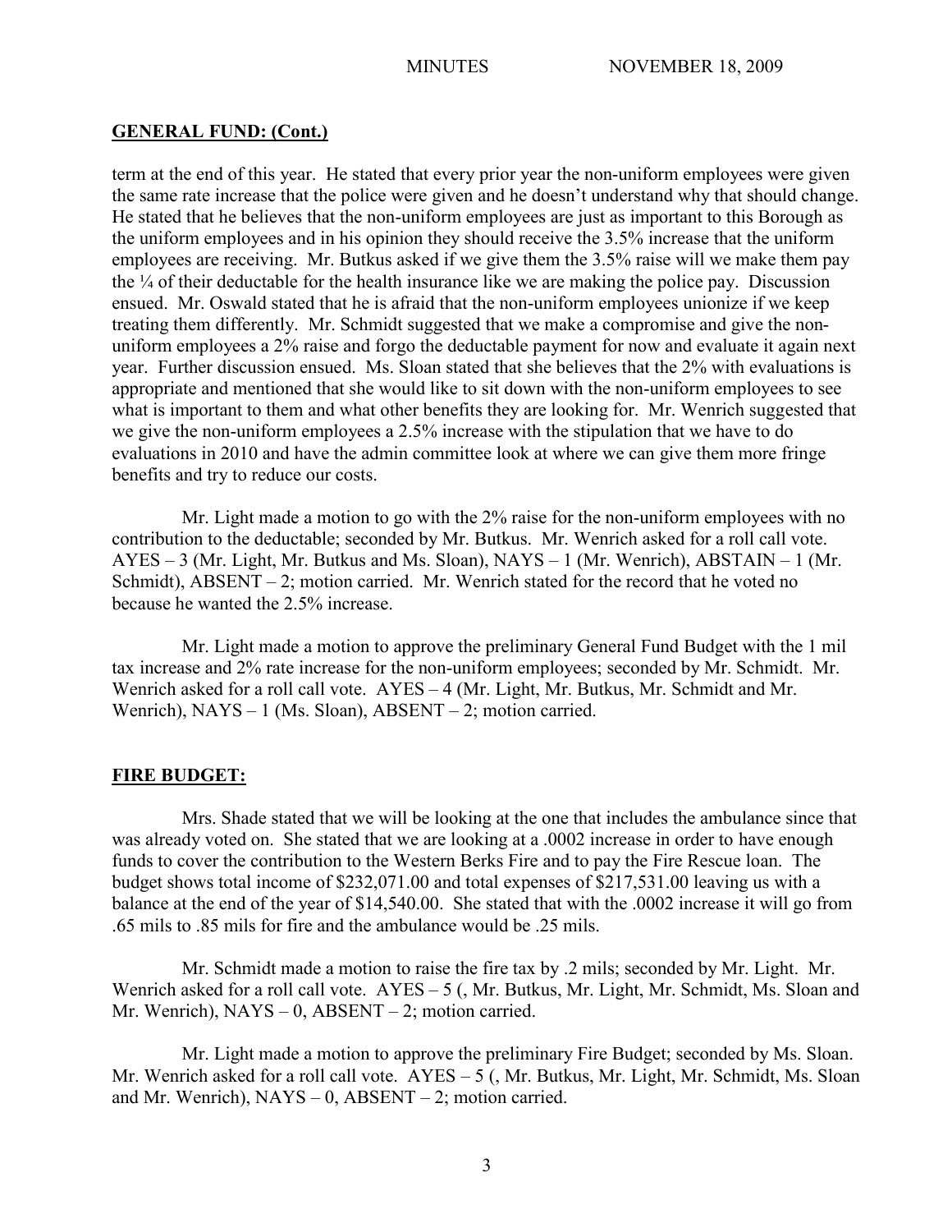## GENERAL FUND: (Cont.)

term at the end of this year. He stated that every prior year the non-uniform employees were given the same rate increase that the police were given and he doesn't understand why that should change. He stated that he believes that the non-uniform employees are just as important to this Borough as the uniform employees and in his opinion they should receive the 3.5% increase that the uniform employees are receiving. Mr. Butkus asked if we give them the 3.5% raise will we make them pay the ¼ of their deductable for the health insurance like we are making the police pay. Discussion ensued. Mr. Oswald stated that he is afraid that the non-uniform employees unionize if we keep treating them differently. Mr. Schmidt suggested that we make a compromise and give the non-uniform employees a 2% raise and forgo the deductable payment for now and evaluate it again next year. Further discussion ensued. Ms. Sloan stated that she believes that the 2% with evaluations is appropriate and mentioned that she would like to sit down with the non-uniform employees to see what is important to them and what other benefits they are looking for. Mr. Wenrich suggested that we give the non-uniform employees a 2.5% increase with the stipulation that we have to do evaluations in 2010 and have the admin committee look at where we can give them more fringe benefits and try to reduce our costs.

Mr. Light made a motion to go with the 2% raise for the non-uniform employees with no contribution to the deductable; seconded by Mr. Butkus. Mr. Wenrich asked for a roll call vote. AYES – 3 (Mr. Light, Mr. Butkus and Ms. Sloan), NAYS – 1 (Mr. Wenrich), ABSTAIN – 1 (Mr. Schmidt), ABSENT – 2; motion carried. Mr. Wenrich stated for the record that he voted no because he wanted the 2.5% increase.

Mr. Light made a motion to approve the preliminary General Fund Budget with the 1 mil tax increase and 2% rate increase for the non-uniform employees; seconded by Mr. Schmidt. Mr. Wenrich asked for a roll call vote. AYES – 4 (Mr. Light, Mr. Butkus, Mr. Schmidt and Mr. Wenrich), NAYS – 1 (Ms. Sloan), ABSENT – 2; motion carried.

## FIRE BUDGET:

Mrs. Shade stated that we will be looking at the one that includes the ambulance since that was already voted on. She stated that we are looking at a .0002 increase in order to have enough funds to cover the contribution to the Western Berks Fire and to pay the Fire Rescue loan. The budget shows total income of $232,071.00 and total expenses of $217,531.00 leaving us with a balance at the end of the year of $14,540.00. She stated that with the .0002 increase it will go from .65 mils to .85 mils for fire and the ambulance would be .25 mils.

Mr. Schmidt made a motion to raise the fire tax by .2 mils; seconded by Mr. Light. Mr. Wenrich asked for a roll call vote. AYES – 5 (, Mr. Butkus, Mr. Light, Mr. Schmidt, Ms. Sloan and Mr. Wenrich), NAYS – 0, ABSENT – 2; motion carried.

Mr. Light made a motion to approve the preliminary Fire Budget; seconded by Ms. Sloan. Mr. Wenrich asked for a roll call vote. AYES – 5 (, Mr. Butkus, Mr. Light, Mr. Schmidt, Ms. Sloan and Mr. Wenrich), NAYS – 0, ABSENT – 2; motion carried.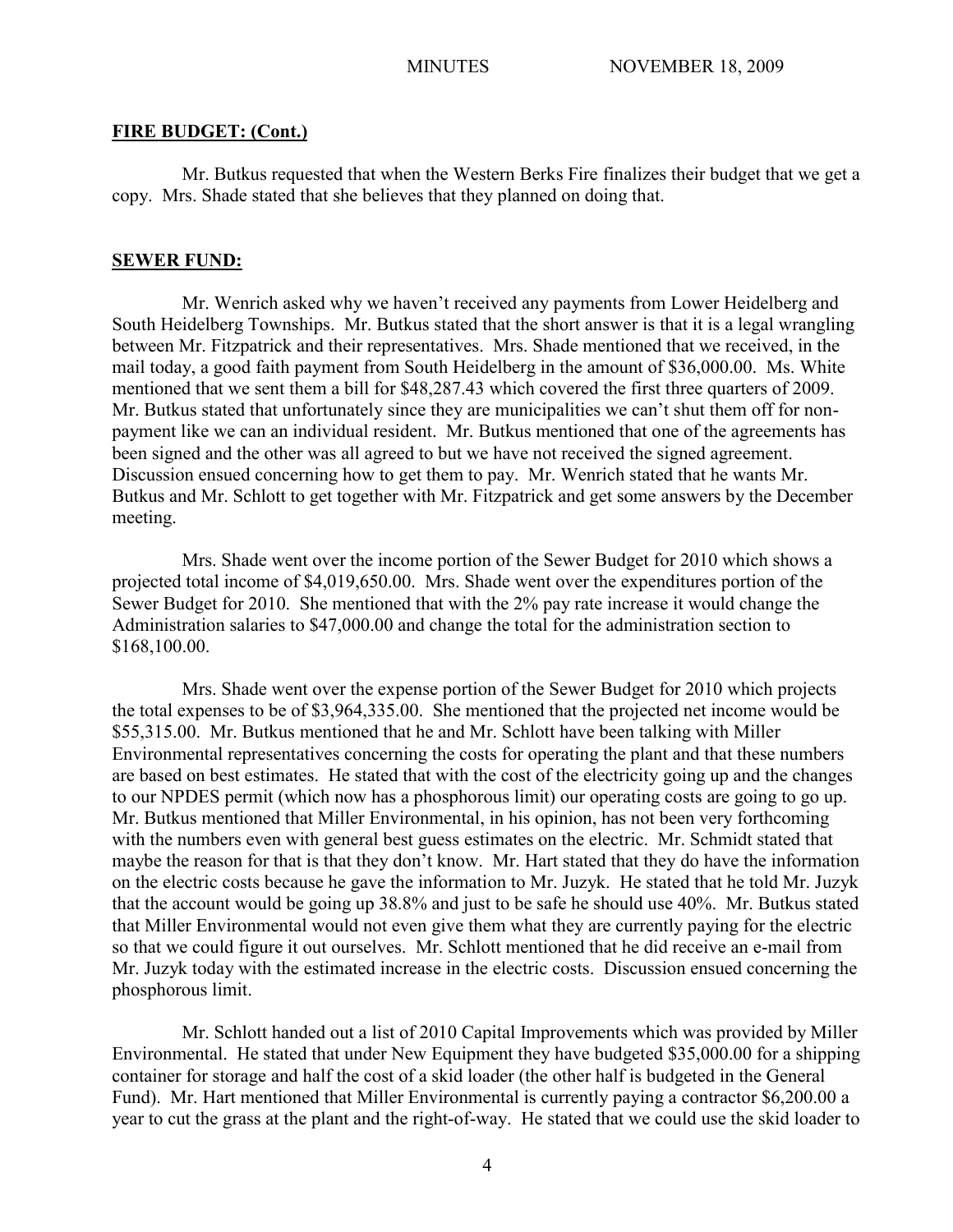**FIRE BUDGET: (Cont.)**

Mr. Butkus requested that when the Western Berks Fire finalizes their budget that we get a copy. Mrs. Shade stated that she believes that they planned on doing that.

**SEWER FUND:**

Mr. Wenrich asked why we haven't received any payments from Lower Heidelberg and South Heidelberg Townships. Mr. Butkus stated that the short answer is that it is a legal wrangling between Mr. Fitzpatrick and their representatives. Mrs. Shade mentioned that we received, in the mail today, a good faith payment from South Heidelberg in the amount of $36,000.00. Ms. White mentioned that we sent them a bill for $48,287.43 which covered the first three quarters of 2009. Mr. Butkus stated that unfortunately since they are municipalities we can't shut them off for non-payment like we can an individual resident. Mr. Butkus mentioned that one of the agreements has been signed and the other was all agreed to but we have not received the signed agreement. Discussion ensued concerning how to get them to pay. Mr. Wenrich stated that he wants Mr. Butkus and Mr. Schlott to get together with Mr. Fitzpatrick and get some answers by the December meeting.

Mrs. Shade went over the income portion of the Sewer Budget for 2010 which shows a projected total income of $4,019,650.00. Mrs. Shade went over the expenditures portion of the Sewer Budget for 2010. She mentioned that with the 2% pay rate increase it would change the Administration salaries to $47,000.00 and change the total for the administration section to $168,100.00.

Mrs. Shade went over the expense portion of the Sewer Budget for 2010 which projects the total expenses to be of $3,964,335.00. She mentioned that the projected net income would be $55,315.00. Mr. Butkus mentioned that he and Mr. Schlott have been talking with Miller Environmental representatives concerning the costs for operating the plant and that these numbers are based on best estimates. He stated that with the cost of the electricity going up and the changes to our NPDES permit (which now has a phosphorous limit) our operating costs are going to go up. Mr. Butkus mentioned that Miller Environmental, in his opinion, has not been very forthcoming with the numbers even with general best guess estimates on the electric. Mr. Schmidt stated that maybe the reason for that is that they don't know. Mr. Hart stated that they do have the information on the electric costs because he gave the information to Mr. Juzyk. He stated that he told Mr. Juzyk that the account would be going up 38.8% and just to be safe he should use 40%. Mr. Butkus stated that Miller Environmental would not even give them what they are currently paying for the electric so that we could figure it out ourselves. Mr. Schlott mentioned that he did receive an e-mail from Mr. Juzyk today with the estimated increase in the electric costs. Discussion ensued concerning the phosphorous limit.

Mr. Schlott handed out a list of 2010 Capital Improvements which was provided by Miller Environmental. He stated that under New Equipment they have budgeted $35,000.00 for a shipping container for storage and half the cost of a skid loader (the other half is budgeted in the General Fund). Mr. Hart mentioned that Miller Environmental is currently paying a contractor $6,200.00 a year to cut the grass at the plant and the right-of-way. He stated that we could use the skid loader to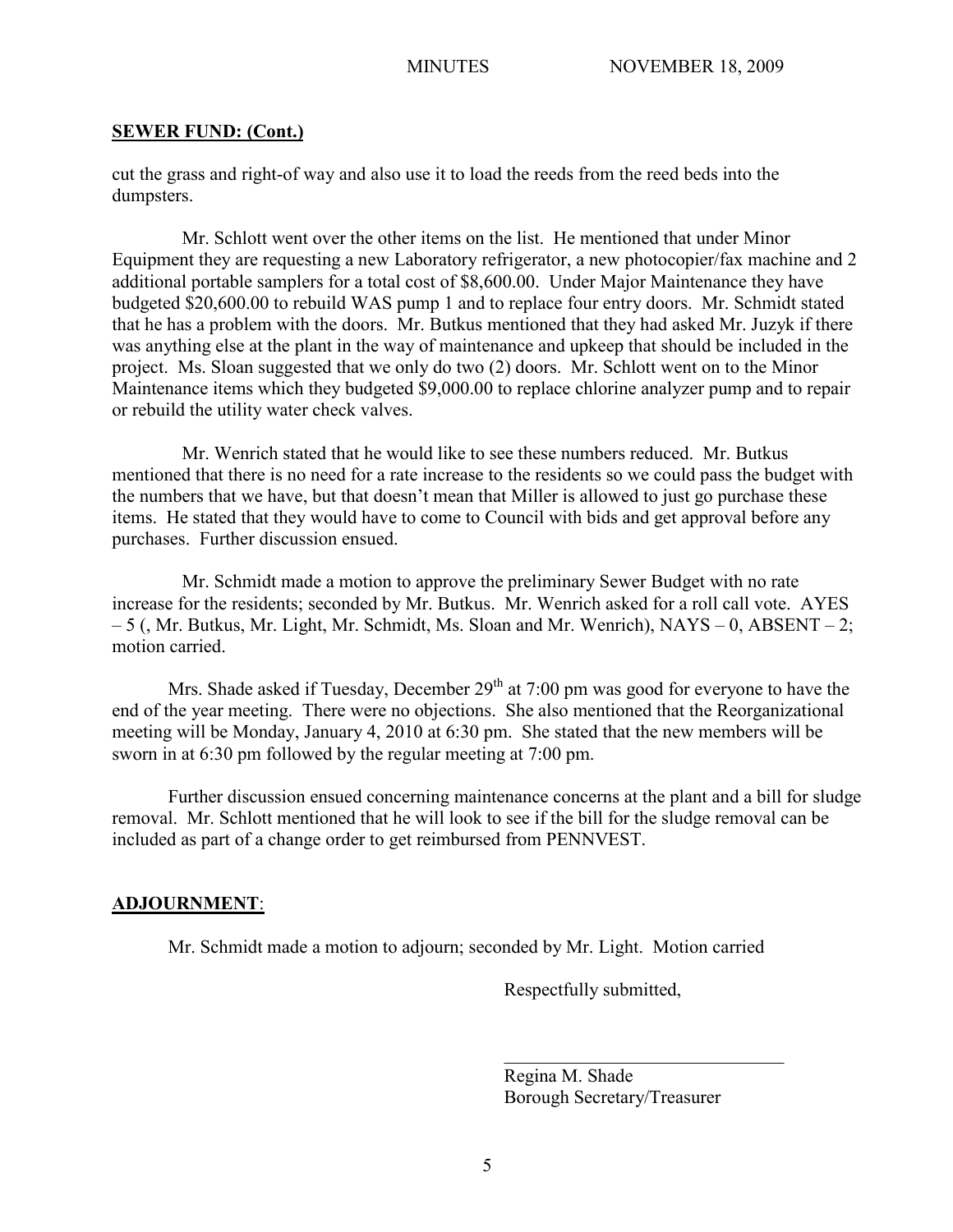**SEWER FUND: (Cont.)**

cut the grass and right-of way and also use it to load the reeds from the reed beds into the dumpsters.

Mr. Schlott went over the other items on the list. He mentioned that under Minor Equipment they are requesting a new Laboratory refrigerator, a new photocopier/fax machine and 2 additional portable samplers for a total cost of $8,600.00. Under Major Maintenance they have budgeted $20,600.00 to rebuild WAS pump 1 and to replace four entry doors. Mr. Schmidt stated that he has a problem with the doors. Mr. Butkus mentioned that they had asked Mr. Juzyk if there was anything else at the plant in the way of maintenance and upkeep that should be included in the project. Ms. Sloan suggested that we only do two (2) doors. Mr. Schlott went on to the Minor Maintenance items which they budgeted $9,000.00 to replace chlorine analyzer pump and to repair or rebuild the utility water check valves.

Mr. Wenrich stated that he would like to see these numbers reduced. Mr. Butkus mentioned that there is no need for a rate increase to the residents so we could pass the budget with the numbers that we have, but that doesn't mean that Miller is allowed to just go purchase these items. He stated that they would have to come to Council with bids and get approval before any purchases. Further discussion ensued.

Mr. Schmidt made a motion to approve the preliminary Sewer Budget with no rate increase for the residents; seconded by Mr. Butkus. Mr. Wenrich asked for a roll call vote. AYES – 5 (, Mr. Butkus, Mr. Light, Mr. Schmidt, Ms. Sloan and Mr. Wenrich), NAYS – 0, ABSENT – 2; motion carried.

Mrs. Shade asked if Tuesday, December 29th at 7:00 pm was good for everyone to have the end of the year meeting. There were no objections. She also mentioned that the Reorganizational meeting will be Monday, January 4, 2010 at 6:30 pm. She stated that the new members will be sworn in at 6:30 pm followed by the regular meeting at 7:00 pm.

Further discussion ensued concerning maintenance concerns at the plant and a bill for sludge removal. Mr. Schlott mentioned that he will look to see if the bill for the sludge removal can be included as part of a change order to get reimbursed from PENNVEST.

**ADJOURNMENT**:

Mr. Schmidt made a motion to adjourn; seconded by Mr. Light. Motion carried

Respectfully submitted,

Regina M. Shade
Borough Secretary/Treasurer